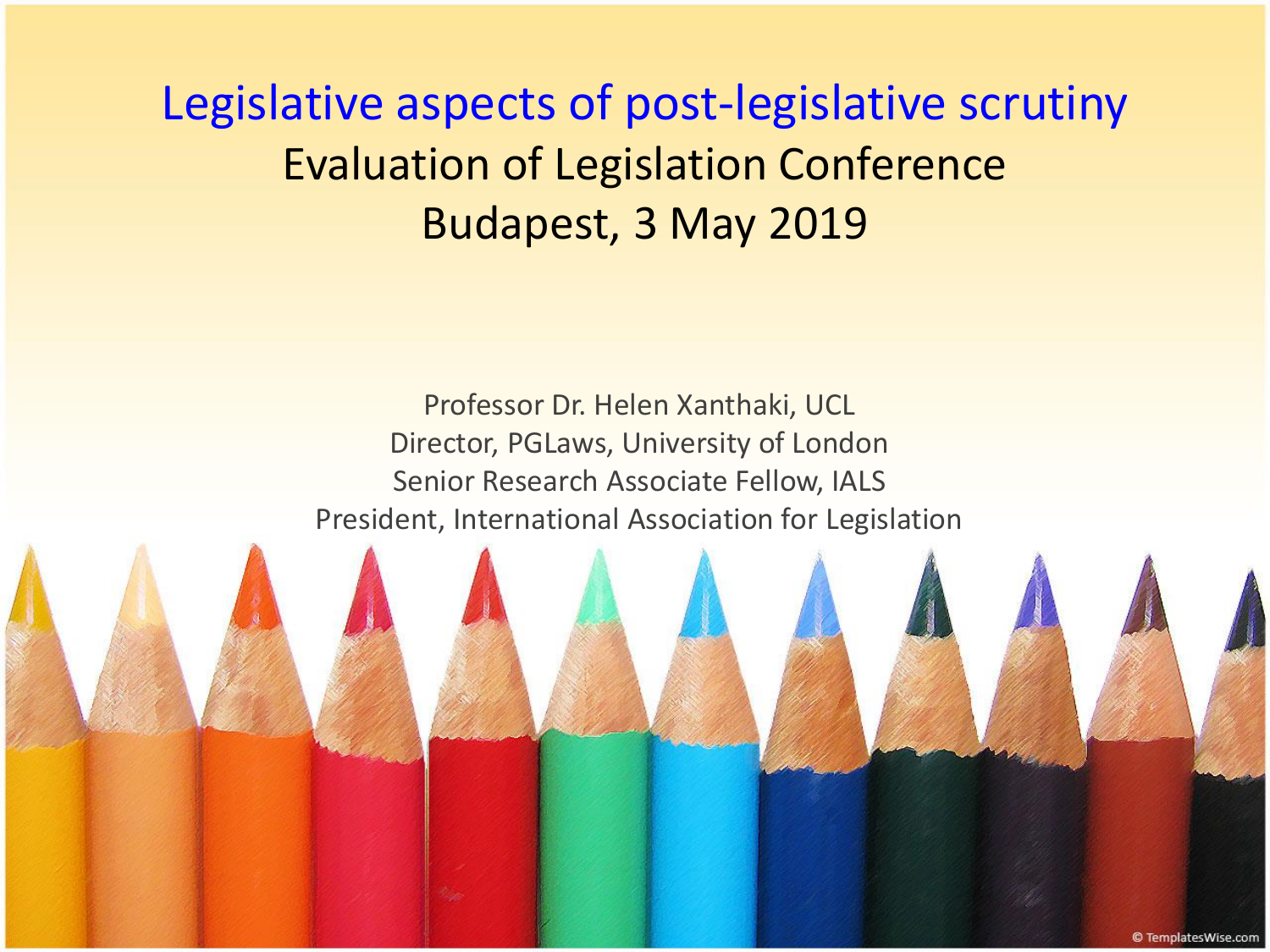# Legislative aspects of post-legislative scrutiny

Evaluation of Legislation Conference

Budapest, 3 May 2019

Professor Dr. Helen Xanthaki, UCL

Director, PGLaws, University of London

Senior Research Associate Fellow, IALS

President, International Association for Legislation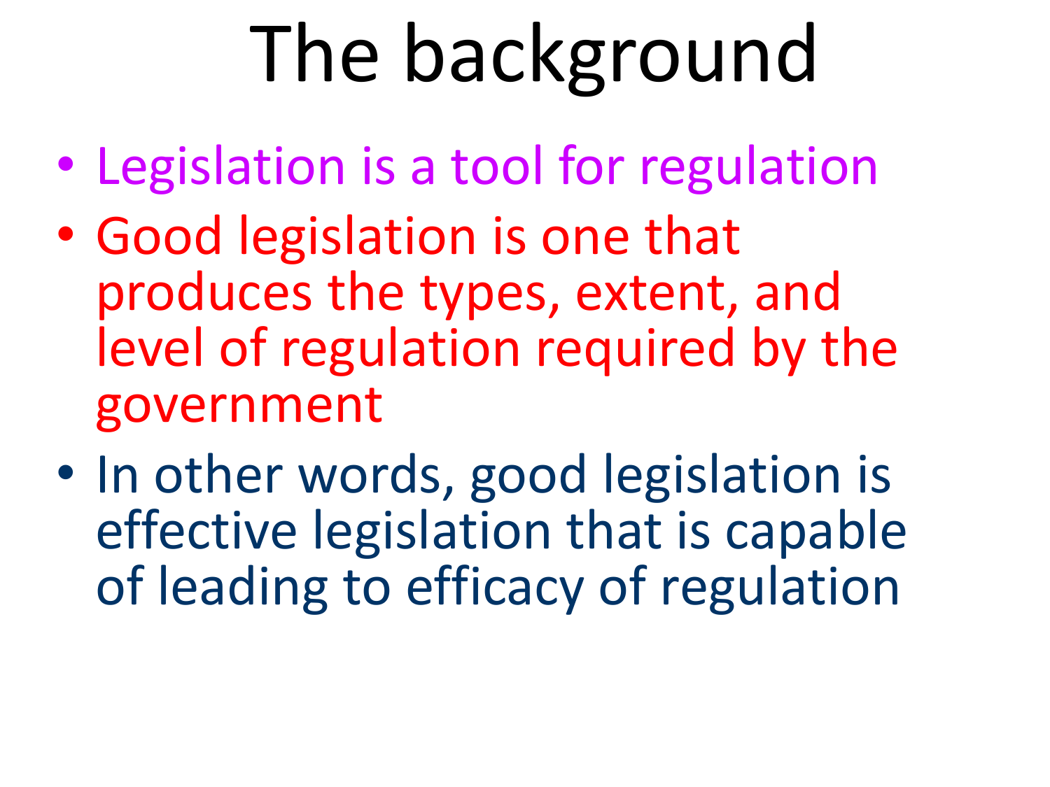# The background

- Legislation is a tool for regulation
- Good legislation is one that produces the types, extent, and level of regulation required by the government
- In other words, good legislation is effective legislation that is capable of leading to efficacy of regulation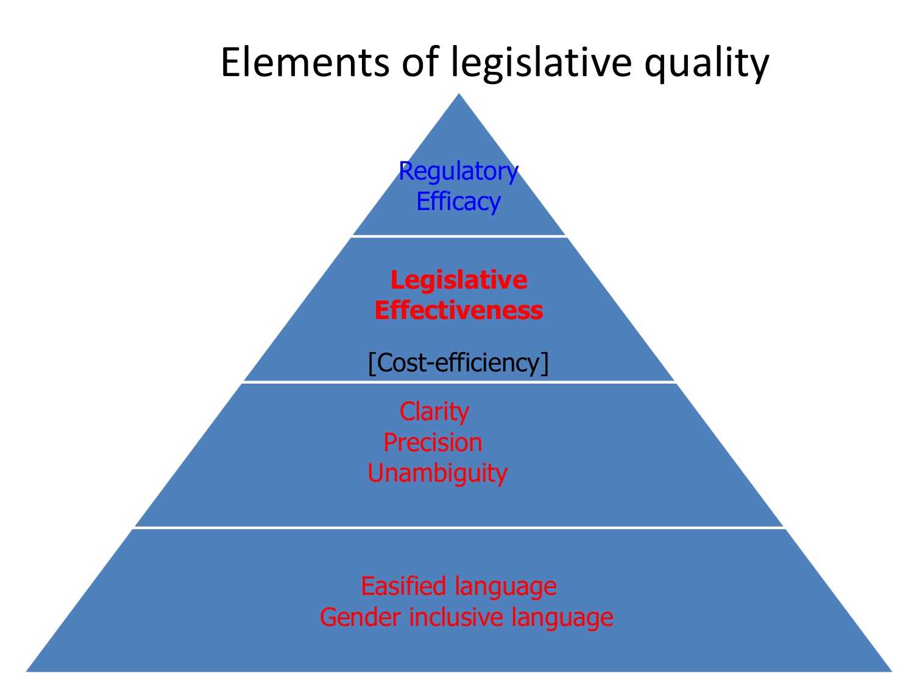# Elements of legislative quality

Regulatory
Efficacy

**Legislative**
**Effectiveness**

[Cost-efficiency]

Clarity
Precision
Unambiguity

Easified language
Gender inclusive language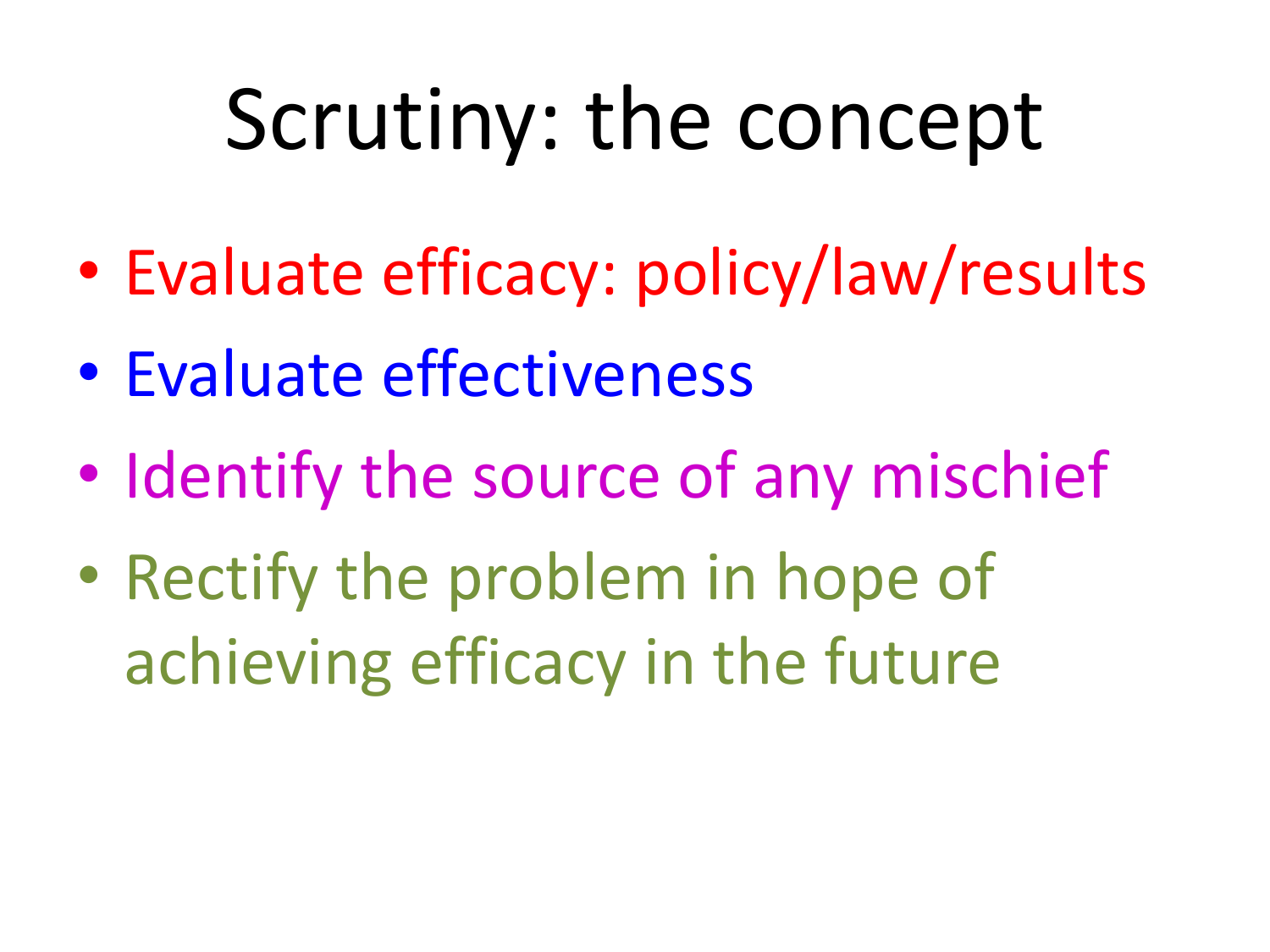# Scrutiny: the concept

- Evaluate efficacy: policy/law/results
- Evaluate effectiveness
- Identify the source of any mischief
- Rectify the problem in hope of achieving efficacy in the future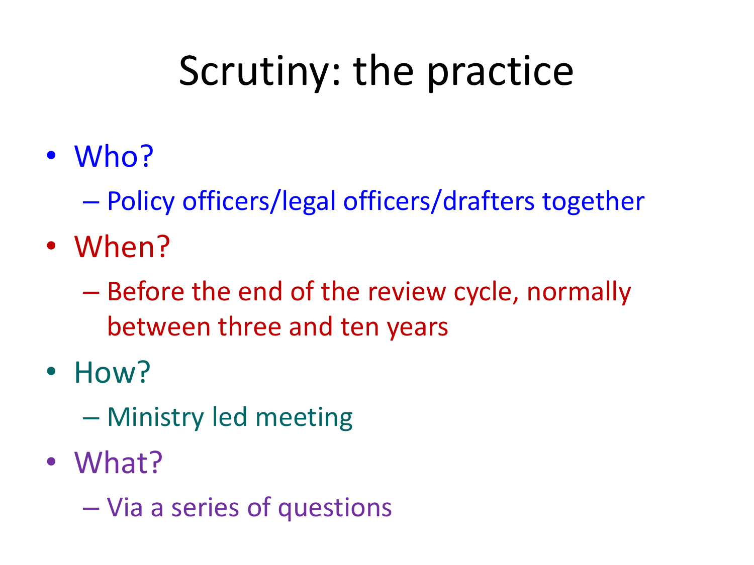# Scrutiny: the practice

- Who?
  - Policy officers/legal officers/drafters together
- When?
  - Before the end of the review cycle, normally between three and ten years
- How?
  - Ministry led meeting
- What?
  - Via a series of questions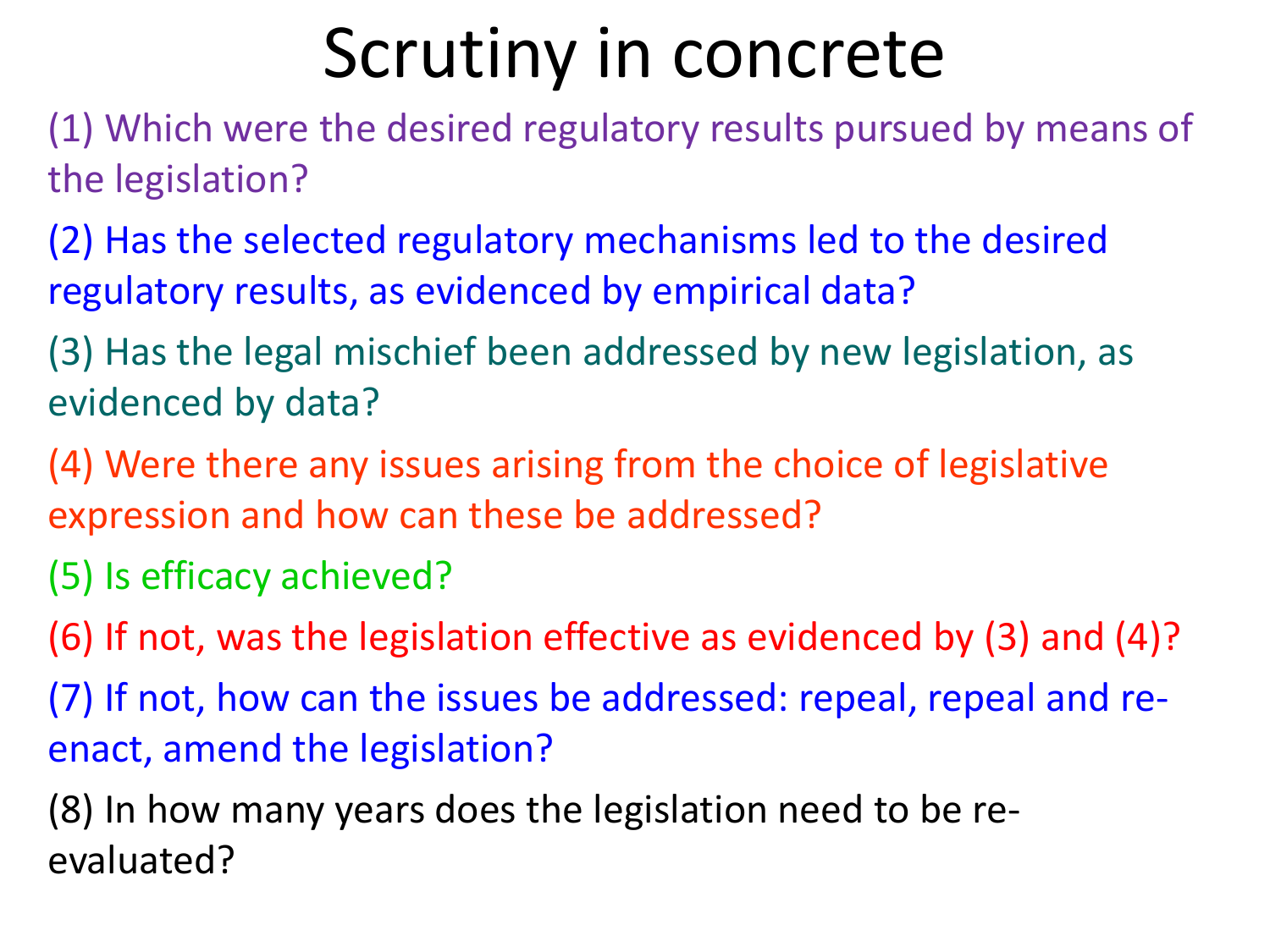# Scrutiny in concrete

(1) Which were the desired regulatory results pursued by means of the legislation?

(2) Has the selected regulatory mechanisms led to the desired regulatory results, as evidenced by empirical data?

(3) Has the legal mischief been addressed by new legislation, as evidenced by data?

(4) Were there any issues arising from the choice of legislative expression and how can these be addressed?

(5) Is efficacy achieved?

(6) If not, was the legislation effective as evidenced by (3) and (4)?

(7) If not, how can the issues be addressed: repeal, repeal and re-enact, amend the legislation?

(8) In how many years does the legislation need to be re-evaluated?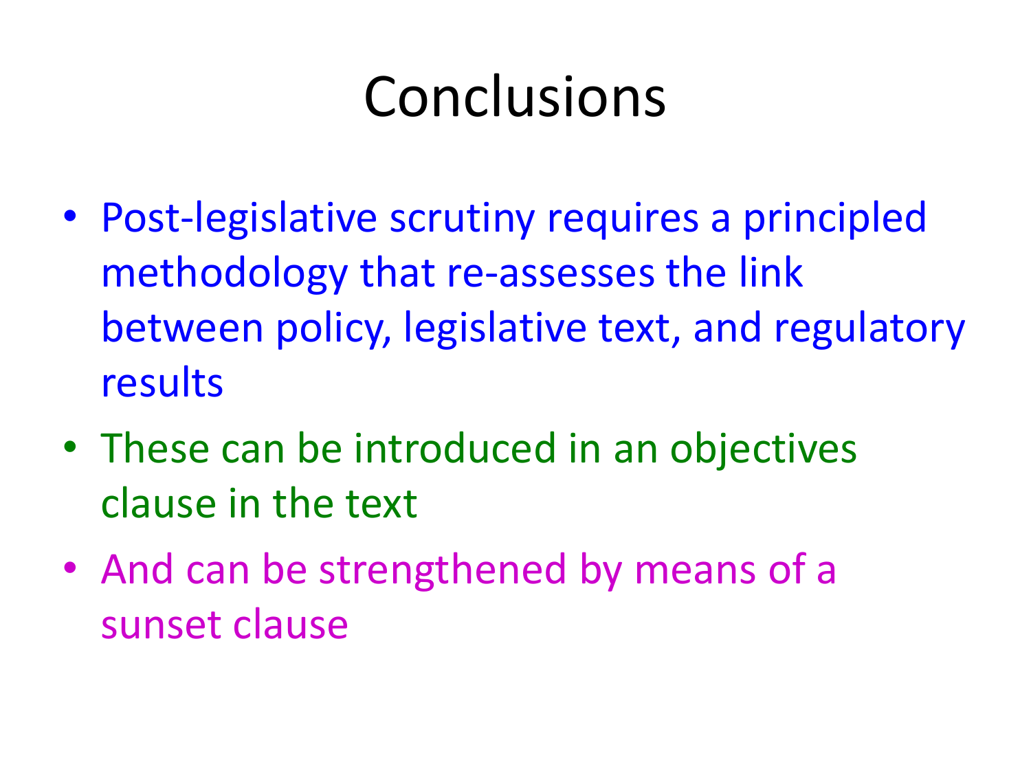# Conclusions

- Post-legislative scrutiny requires a principled methodology that re-assesses the link between policy, legislative text, and regulatory results
- These can be introduced in an objectives clause in the text
- And can be strengthened by means of a sunset clause